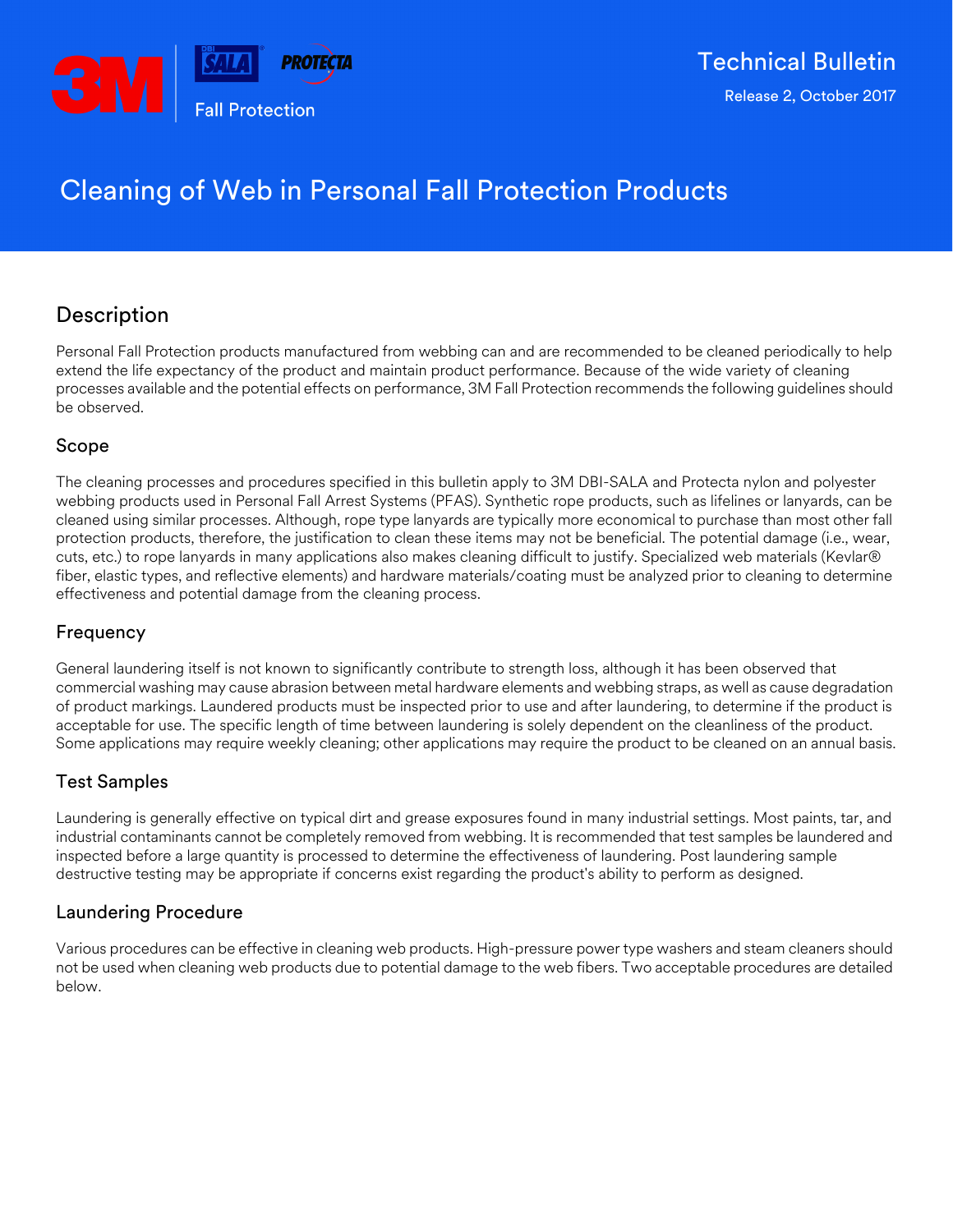3M DBI-SALA PROTECTA Fall Protection

Technical Bulletin

Release 2, October 2017

# Cleaning of Web in Personal Fall Protection Products

## Description

Personal Fall Protection products manufactured from webbing can and are recommended to be cleaned periodically to help extend the life expectancy of the product and maintain product performance. Because of the wide variety of cleaning processes available and the potential effects on performance, 3M Fall Protection recommends the following guidelines should be observed.

### Scope

The cleaning processes and procedures specified in this bulletin apply to 3M DBI-SALA and Protecta nylon and polyester webbing products used in Personal Fall Arrest Systems (PFAS). Synthetic rope products, such as lifelines or lanyards, can be cleaned using similar processes. Although, rope type lanyards are typically more economical to purchase than most other fall protection products, therefore, the justification to clean these items may not be beneficial. The potential damage (i.e., wear, cuts, etc.) to rope lanyards in many applications also makes cleaning difficult to justify. Specialized web materials (Kevlar® fiber, elastic types, and reflective elements) and hardware materials/coating must be analyzed prior to cleaning to determine effectiveness and potential damage from the cleaning process.

### Frequency

General laundering itself is not known to significantly contribute to strength loss, although it has been observed that commercial washing may cause abrasion between metal hardware elements and webbing straps, as well as cause degradation of product markings. Laundered products must be inspected prior to use and after laundering, to determine if the product is acceptable for use. The specific length of time between laundering is solely dependent on the cleanliness of the product. Some applications may require weekly cleaning; other applications may require the product to be cleaned on an annual basis.

### Test Samples

Laundering is generally effective on typical dirt and grease exposures found in many industrial settings. Most paints, tar, and industrial contaminants cannot be completely removed from webbing. It is recommended that test samples be laundered and inspected before a large quantity is processed to determine the effectiveness of laundering. Post laundering sample destructive testing may be appropriate if concerns exist regarding the product's ability to perform as designed.

### Laundering Procedure

Various procedures can be effective in cleaning web products. High-pressure power type washers and steam cleaners should not be used when cleaning web products due to potential damage to the web fibers. Two acceptable procedures are detailed below.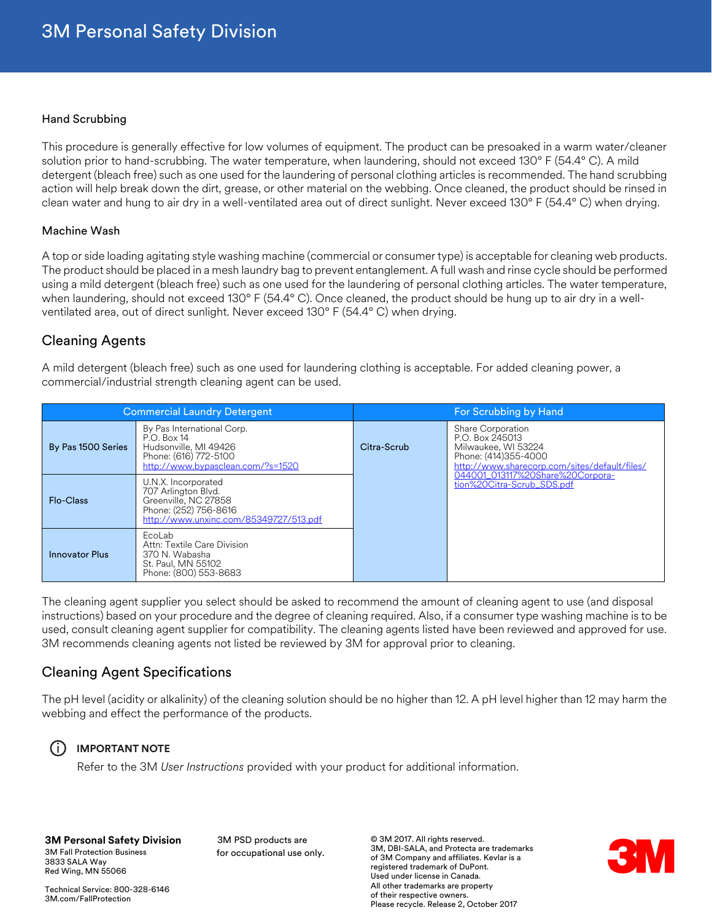### Hand Scrubbing

This procedure is generally effective for low volumes of equipment. The product can be presoaked in a warm water/cleaner solution prior to hand-scrubbing. The water temperature, when laundering, should not exceed 130° F (54.4° C). A mild detergent (bleach free) such as one used for the laundering of personal clothing articles is recommended. The hand scrubbing action will help break down the dirt, grease, or other material on the webbing. Once cleaned, the product should be rinsed in clean water and hung to air dry in a well-ventilated area out of direct sunlight. Never exceed 130° F (54.4° C) when drying.

### Machine Wash

A top or side loading agitating style washing machine (commercial or consumer type) is acceptable for cleaning web products. The product should be placed in a mesh laundry bag to prevent entanglement. A full wash and rinse cycle should be performed using a mild detergent (bleach free) such as one used for the laundering of personal clothing articles. The water temperature, when laundering, should not exceed 130° F (54.4° C). Once cleaned, the product should be hung up to air dry in a well-ventilated area, out of direct sunlight. Never exceed 130° F (54.4° C) when drying.

## Cleaning Agents

A mild detergent (bleach free) such as one used for laundering clothing is acceptable. For added cleaning power, a commercial/industrial strength cleaning agent can be used.

| Commercial Laundry Detergent | | For Scrubbing by Hand | |
|---|---|---|---|
| By Pas 1500 Series | By Pas International Corp.<br>P.O. Box 14<br>Hudsonville, MI 49426<br>Phone: (616) 772-5100<br>http://www.bypasclean.com/?s=1520 | Citra-Scrub | Share Corporation<br>P.O. Box 245013<br>Milwaukee, WI 53224<br>Phone: (414)355-4000<br>http://www.sharecorp.com/sites/default/files/044001_013117%20Share%20Corporation%20Citra-Scrub_SDS.pdf |
| Flo-Class | U.N.X. Incorporated<br>707 Arlington Blvd.<br>Greenville, NC 27858<br>Phone: (252) 756-8616<br>http://www.unxinc.com/85349727/513.pdf | | |
| Innovator Plus | EcoLab<br>Attn: Textile Care Division<br>370 N. Wabasha<br>St. Paul, MN 55102<br>Phone: (800) 553-8683 | | |

The cleaning agent supplier you select should be asked to recommend the amount of cleaning agent to use (and disposal instructions) based on your procedure and the degree of cleaning required. Also, if a consumer type washing machine is to be used, consult cleaning agent supplier for compatibility. The cleaning agents listed have been reviewed and approved for use. 3M recommends cleaning agents not listed be reviewed by 3M for approval prior to cleaning.

## Cleaning Agent Specifications

The pH level (acidity or alkalinity) of the cleaning solution should be no higher than 12. A pH level higher than 12 may harm the webbing and effect the performance of the products.

**IMPORTANT NOTE**

Refer to the 3M *User Instructions* provided with your product for additional information.

**3M Personal Safety Division**
3M Fall Protection Business
3833 SALA Way
Red Wing, MN 55066

Technical Service: 800-328-6146
3M.com/FallProtection

3M PSD products are for occupational use only.

© 3M 2017. All rights reserved.
3M, DBI-SALA, and Protecta are trademarks of 3M Company and affiliates. Kevlar is a registered trademark of DuPont.
Used under license in Canada.
All other trademarks are property of their respective owners.
Please recycle. Release 2, October 2017